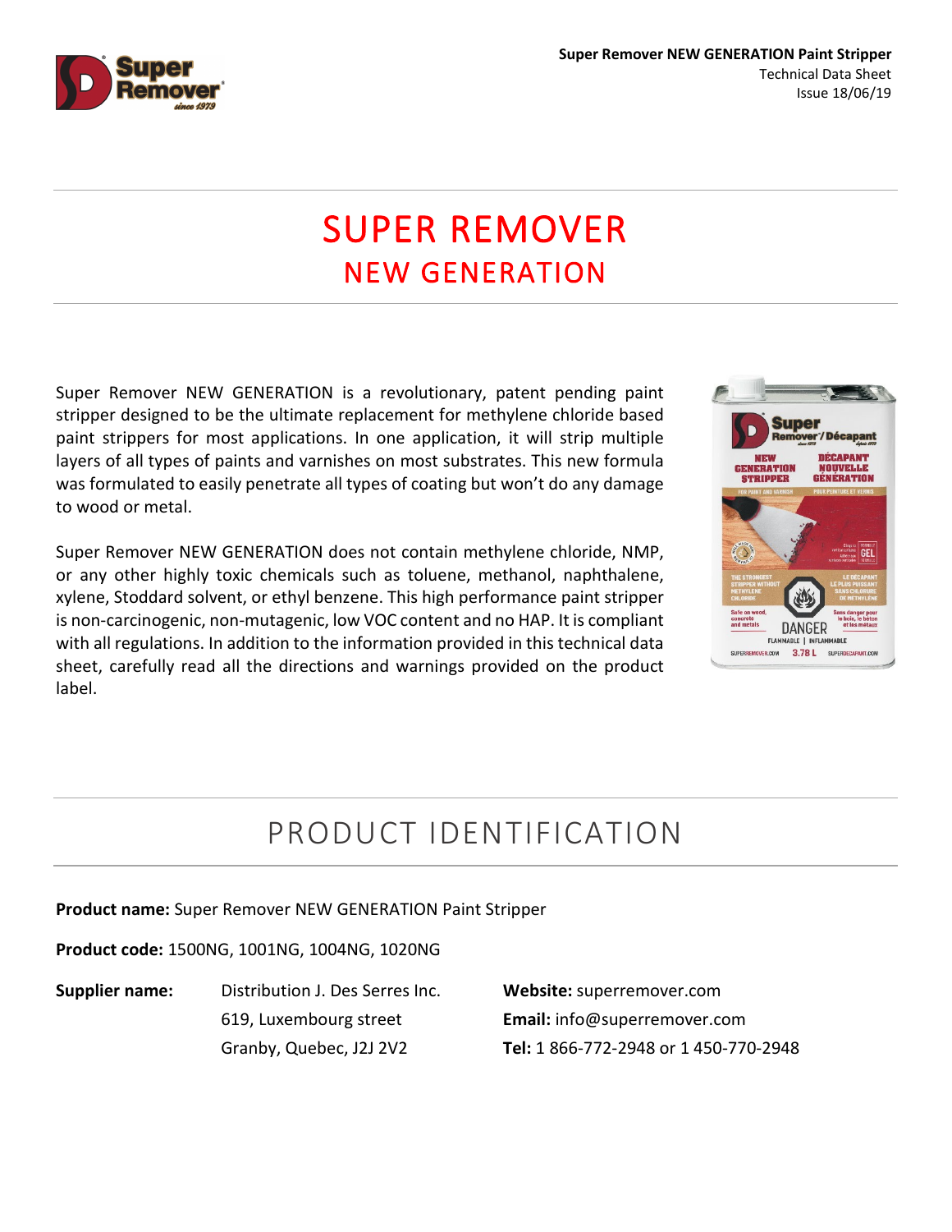Super Remover NEW GENERATION Paint Stripper
Technical Data Sheet
Issue 18/06/19

# SUPER REMOVER
## NEW GENERATION

Super Remover NEW GENERATION is a revolutionary, patent pending paint stripper designed to be the ultimate replacement for methylene chloride based paint strippers for most applications. In one application, it will strip multiple layers of all types of paints and varnishes on most substrates. This new formula was formulated to easily penetrate all types of coating but won't do any damage to wood or metal.

Super Remover NEW GENERATION does not contain methylene chloride, NMP, or any other highly toxic chemicals such as toluene, methanol, naphthalene, xylene, Stoddard solvent, or ethyl benzene. This high performance paint stripper is non-carcinogenic, non-mutagenic, low VOC content and no HAP. It is compliant with all regulations. In addition to the information provided in this technical data sheet, carefully read all the directions and warnings provided on the product label.

## PRODUCT IDENTIFICATION

**Product name:** Super Remover NEW GENERATION Paint Stripper

**Product code:** 1500NG, 1001NG, 1004NG, 1020NG

**Supplier name:** Distribution J. Des Serres Inc.
619, Luxembourg street
Granby, Quebec, J2J 2V2

**Website:** superremover.com
**Email:** info@superremover.com
**Tel:** 1 866-772-2948 or 1 450-770-2948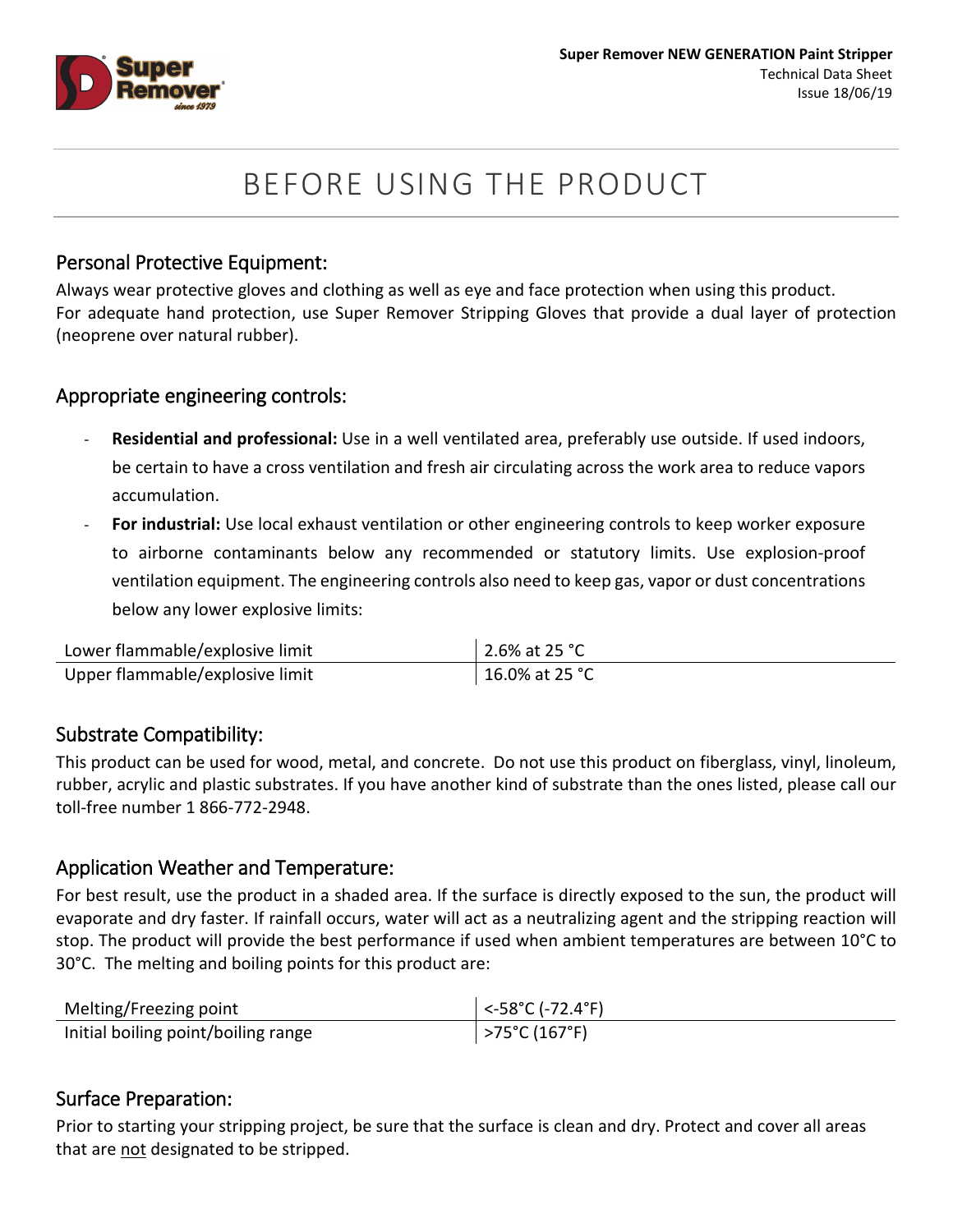# BEFORE USING THE PRODUCT

## Personal Protective Equipment:

Always wear protective gloves and clothing as well as eye and face protection when using this product.
For adequate hand protection, use Super Remover Stripping Gloves that provide a dual layer of protection (neoprene over natural rubber).

## Appropriate engineering controls:

- **Residential and professional:** Use in a well ventilated area, preferably use outside. If used indoors, be certain to have a cross ventilation and fresh air circulating across the work area to reduce vapors accumulation.
- **For industrial:** Use local exhaust ventilation or other engineering controls to keep worker exposure to airborne contaminants below any recommended or statutory limits. Use explosion-proof ventilation equipment. The engineering controls also need to keep gas, vapor or dust concentrations below any lower explosive limits:

| | |
|---|---|
| Lower flammable/explosive limit | 2.6% at 25 °C |
| Upper flammable/explosive limit | 16.0% at 25 °C |

## Substrate Compatibility:

This product can be used for wood, metal, and concrete. Do not use this product on fiberglass, vinyl, linoleum, rubber, acrylic and plastic substrates. If you have another kind of substrate than the ones listed, please call our toll-free number 1 866-772-2948.

## Application Weather and Temperature:

For best result, use the product in a shaded area. If the surface is directly exposed to the sun, the product will evaporate and dry faster. If rainfall occurs, water will act as a neutralizing agent and the stripping reaction will stop. The product will provide the best performance if used when ambient temperatures are between 10°C to 30°C. The melting and boiling points for this product are:

| | |
|---|---|
| Melting/Freezing point | <-58°C (-72.4°F) |
| Initial boiling point/boiling range | >75°C (167°F) |

## Surface Preparation:

Prior to starting your stripping project, be sure that the surface is clean and dry. Protect and cover all areas that are <u>not</u> designated to be stripped.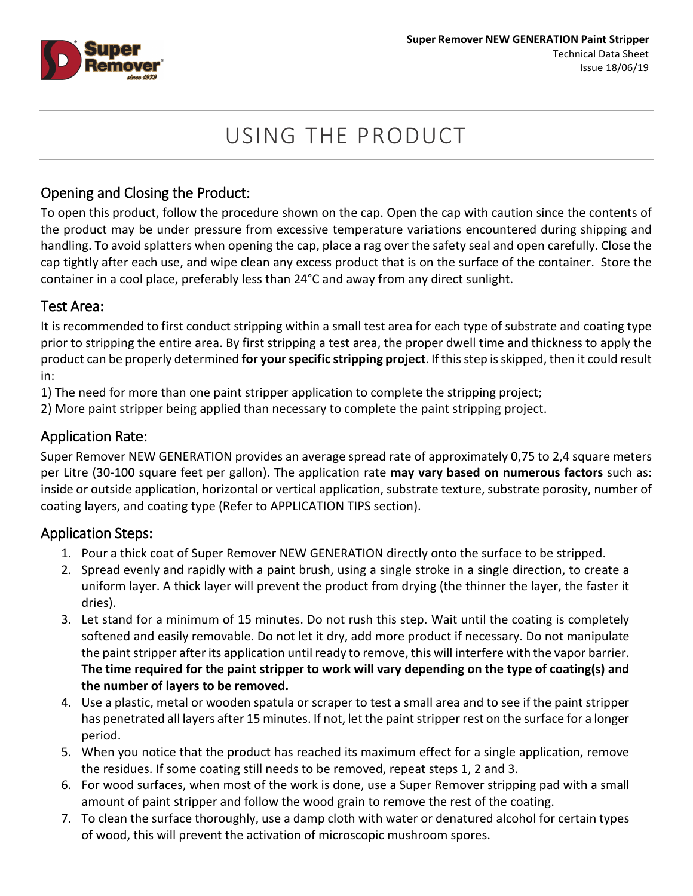# USING THE PRODUCT

## Opening and Closing the Product:

To open this product, follow the procedure shown on the cap. Open the cap with caution since the contents of the product may be under pressure from excessive temperature variations encountered during shipping and handling. To avoid splatters when opening the cap, place a rag over the safety seal and open carefully. Close the cap tightly after each use, and wipe clean any excess product that is on the surface of the container. Store the container in a cool place, preferably less than 24°C and away from any direct sunlight.

## Test Area:

It is recommended to first conduct stripping within a small test area for each type of substrate and coating type prior to stripping the entire area. By first stripping a test area, the proper dwell time and thickness to apply the product can be properly determined **for your specific stripping project**. If this step is skipped, then it could result in:

1) The need for more than one paint stripper application to complete the stripping project;
2) More paint stripper being applied than necessary to complete the paint stripping project.

## Application Rate:

Super Remover NEW GENERATION provides an average spread rate of approximately 0,75 to 2,4 square meters per Litre (30-100 square feet per gallon). The application rate **may vary based on numerous factors** such as: inside or outside application, horizontal or vertical application, substrate texture, substrate porosity, number of coating layers, and coating type (Refer to APPLICATION TIPS section).

## Application Steps:

1. Pour a thick coat of Super Remover NEW GENERATION directly onto the surface to be stripped.
2. Spread evenly and rapidly with a paint brush, using a single stroke in a single direction, to create a uniform layer. A thick layer will prevent the product from drying (the thinner the layer, the faster it dries).
3. Let stand for a minimum of 15 minutes. Do not rush this step. Wait until the coating is completely softened and easily removable. Do not let it dry, add more product if necessary. Do not manipulate the paint stripper after its application until ready to remove, this will interfere with the vapor barrier. **The time required for the paint stripper to work will vary depending on the type of coating(s) and the number of layers to be removed.**
4. Use a plastic, metal or wooden spatula or scraper to test a small area and to see if the paint stripper has penetrated all layers after 15 minutes. If not, let the paint stripper rest on the surface for a longer period.
5. When you notice that the product has reached its maximum effect for a single application, remove the residues. If some coating still needs to be removed, repeat steps 1, 2 and 3.
6. For wood surfaces, when most of the work is done, use a Super Remover stripping pad with a small amount of paint stripper and follow the wood grain to remove the rest of the coating.
7. To clean the surface thoroughly, use a damp cloth with water or denatured alcohol for certain types of wood, this will prevent the activation of microscopic mushroom spores.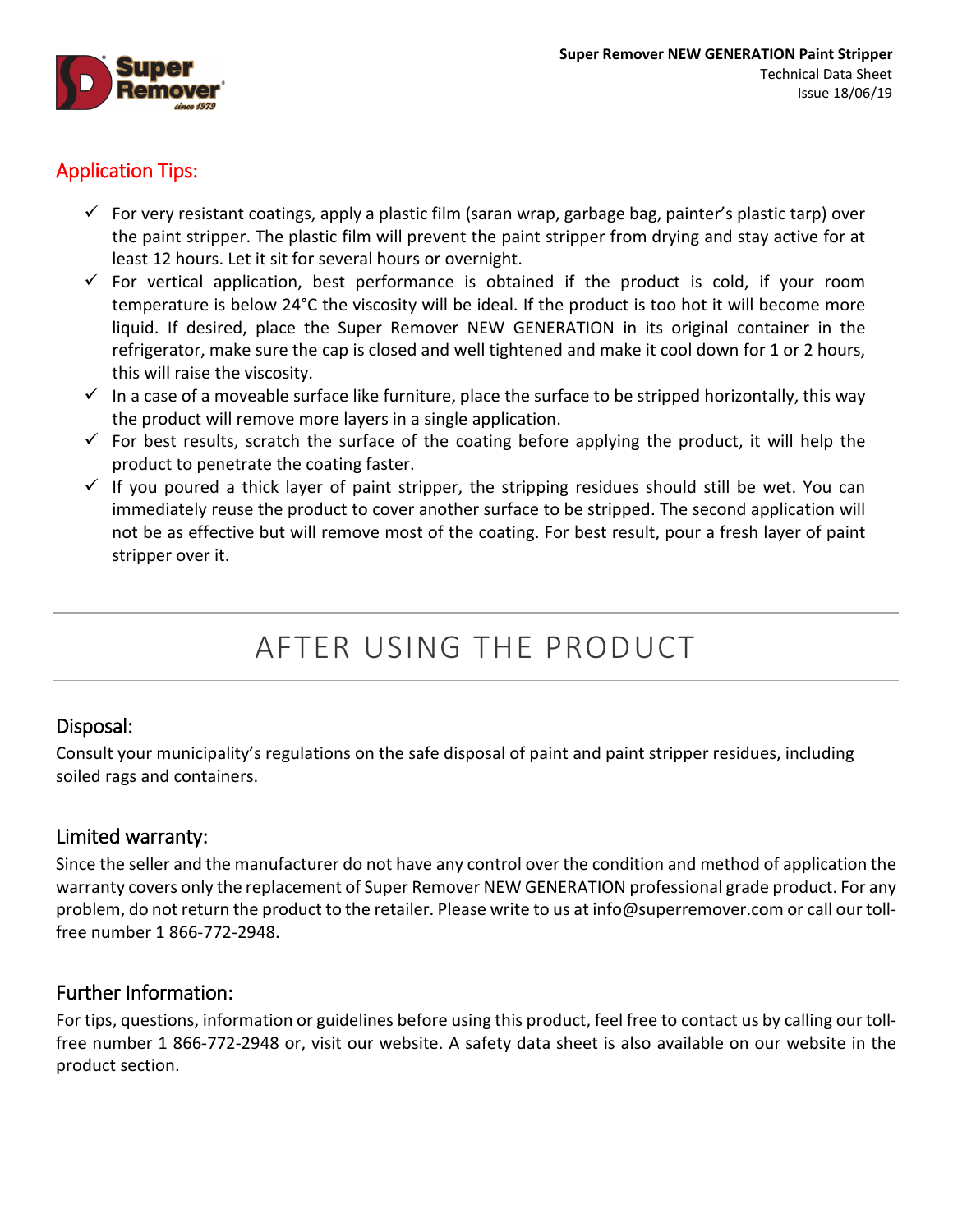## Application Tips:

- ✓ For very resistant coatings, apply a plastic film (saran wrap, garbage bag, painter's plastic tarp) over the paint stripper. The plastic film will prevent the paint stripper from drying and stay active for at least 12 hours. Let it sit for several hours or overnight.
- ✓ For vertical application, best performance is obtained if the product is cold, if your room temperature is below 24°C the viscosity will be ideal. If the product is too hot it will become more liquid. If desired, place the Super Remover NEW GENERATION in its original container in the refrigerator, make sure the cap is closed and well tightened and make it cool down for 1 or 2 hours, this will raise the viscosity.
- ✓ In a case of a moveable surface like furniture, place the surface to be stripped horizontally, this way the product will remove more layers in a single application.
- ✓ For best results, scratch the surface of the coating before applying the product, it will help the product to penetrate the coating faster.
- ✓ If you poured a thick layer of paint stripper, the stripping residues should still be wet. You can immediately reuse the product to cover another surface to be stripped. The second application will not be as effective but will remove most of the coating. For best result, pour a fresh layer of paint stripper over it.

# AFTER USING THE PRODUCT

## Disposal:

Consult your municipality's regulations on the safe disposal of paint and paint stripper residues, including soiled rags and containers.

## Limited warranty:

Since the seller and the manufacturer do not have any control over the condition and method of application the warranty covers only the replacement of Super Remover NEW GENERATION professional grade product. For any problem, do not return the product to the retailer. Please write to us at info@superremover.com or call our toll-free number 1 866-772-2948.

## Further Information:

For tips, questions, information or guidelines before using this product, feel free to contact us by calling our toll-free number 1 866-772-2948 or, visit our website. A safety data sheet is also available on our website in the product section.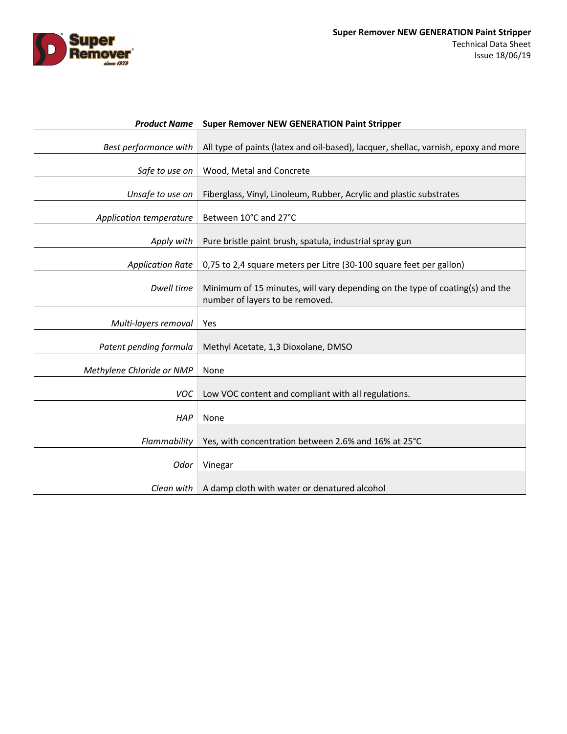**Super Remover NEW GENERATION Paint Stripper**
Technical Data Sheet
Issue 18/06/19

| *Product Name* | **Super Remover NEW GENERATION Paint Stripper** |
|---|---|
| *Best performance with* | All type of paints (latex and oil-based), lacquer, shellac, varnish, epoxy and more |
| *Safe to use on* | Wood, Metal and Concrete |
| *Unsafe to use on* | Fiberglass, Vinyl, Linoleum, Rubber, Acrylic and plastic substrates |
| *Application temperature* | Between 10°C and 27°C |
| *Apply with* | Pure bristle paint brush, spatula, industrial spray gun |
| *Application Rate* | 0,75 to 2,4 square meters per Litre (30-100 square feet per gallon) |
| *Dwell time* | Minimum of 15 minutes, will vary depending on the type of coating(s) and the number of layers to be removed. |
| *Multi-layers removal* | Yes |
| *Patent pending formula* | Methyl Acetate, 1,3 Dioxolane, DMSO |
| *Methylene Chloride or NMP* | None |
| *VOC* | Low VOC content and compliant with all regulations. |
| *HAP* | None |
| *Flammability* | Yes, with concentration between 2.6% and 16% at 25°C |
| *Odor* | Vinegar |
| *Clean with* | A damp cloth with water or denatured alcohol |